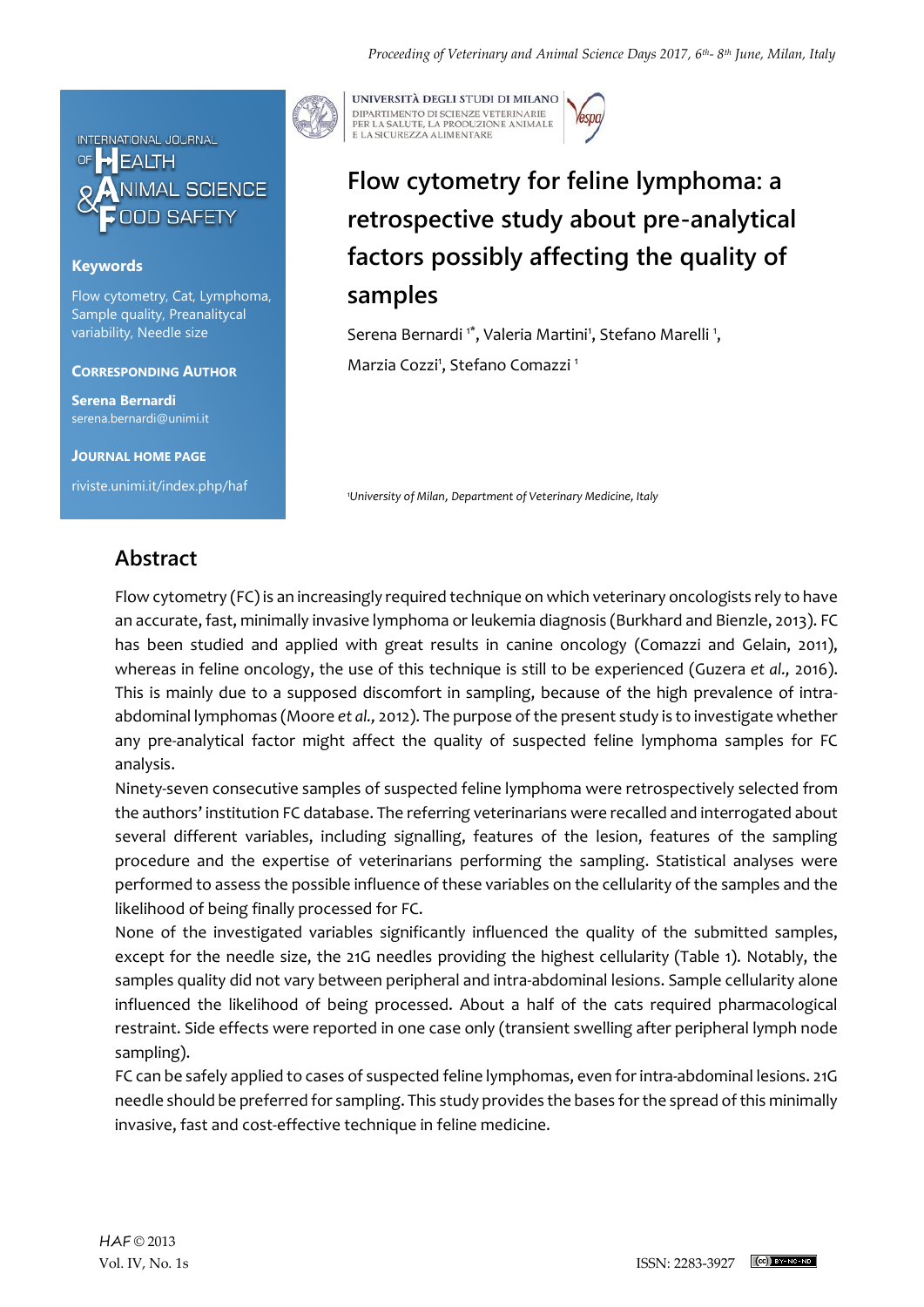# Flow cytometry for feline lymphoma: a retrospective study about pre-analytical factors possibly affecting the quality of samples

Serena Bernardi [1*], Valeria Martini[1], Stefano Marelli [1], Marzia Cozzi[1], Stefano Comazzi [1]

[1]University of Milan, Department of Veterinary Medicine, Italy

**Keywords**

Flow cytometry, Cat, Lymphoma, Sample quality, Preanalitycal variability, Needle size

**Corresponding Author**

**Serena Bernardi**
serena.bernardi@unimi.it

**Journal Home Page**

riviste.unimi.it/index.php/haf

## Abstract

Flow cytometry (FC) is an increasingly required technique on which veterinary oncologists rely to have an accurate, fast, minimally invasive lymphoma or leukemia diagnosis (Burkhard and Bienzle, 2013). FC has been studied and applied with great results in canine oncology (Comazzi and Gelain, 2011), whereas in feline oncology, the use of this technique is still to be experienced (Guzera *et al.*, 2016). This is mainly due to a supposed discomfort in sampling, because of the high prevalence of intra-abdominal lymphomas (Moore *et al.*, 2012). The purpose of the present study is to investigate whether any pre-analytical factor might affect the quality of suspected feline lymphoma samples for FC analysis.

Ninety-seven consecutive samples of suspected feline lymphoma were retrospectively selected from the authors' institution FC database. The referring veterinarians were recalled and interrogated about several different variables, including signalling, features of the lesion, features of the sampling procedure and the expertise of veterinarians performing the sampling. Statistical analyses were performed to assess the possible influence of these variables on the cellularity of the samples and the likelihood of being finally processed for FC.

None of the investigated variables significantly influenced the quality of the submitted samples, except for the needle size, the 21G needles providing the highest cellularity (Table 1). Notably, the samples quality did not vary between peripheral and intra-abdominal lesions. Sample cellularity alone influenced the likelihood of being processed. About a half of the cats required pharmacological restraint. Side effects were reported in one case only (transient swelling after peripheral lymph node sampling).

FC can be safely applied to cases of suspected feline lymphomas, even for intra-abdominal lesions. 21G needle should be preferred for sampling. This study provides the bases for the spread of this minimally invasive, fast and cost-effective technique in feline medicine.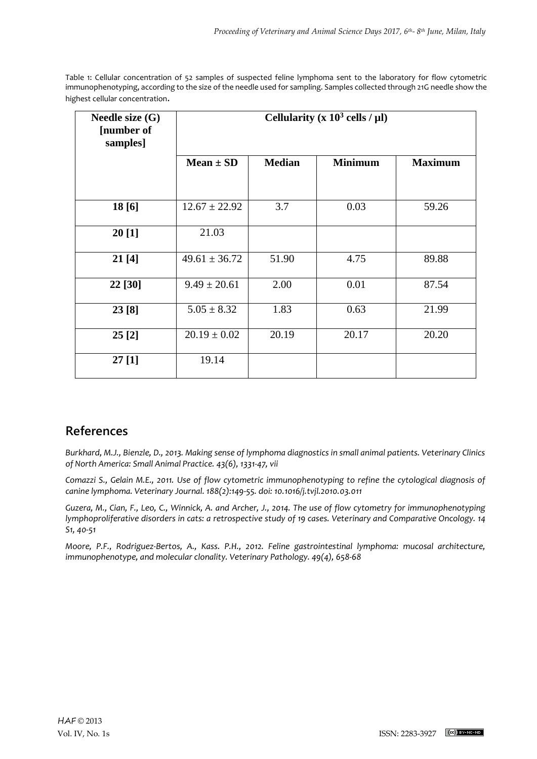Table 1: Cellular concentration of 52 samples of suspected feline lymphoma sent to the laboratory for flow cytometric immunophenotyping, according to the size of the needle used for sampling. Samples collected through 21G needle show the highest cellular concentration.

| Needle size (G) [number of samples] | Cellularity (x $10^3$ cells / µl) | | | |
|---|---|---|---|---|
| | **Mean ± SD** | **Median** | **Minimum** | **Maximum** |
| **18 [6]** | 12.67 ± 22.92 | 3.7 | 0.03 | 59.26 |
| **20 [1]** | 21.03 | | | |
| **21 [4]** | 49.61 ± 36.72 | 51.90 | 4.75 | 89.88 |
| **22 [30]** | 9.49 ± 20.61 | 2.00 | 0.01 | 87.54 |
| **23 [8]** | 5.05 ± 8.32 | 1.83 | 0.63 | 21.99 |
| **25 [2]** | 20.19 ± 0.02 | 20.19 | 20.17 | 20.20 |
| **27 [1]** | 19.14 | | | |

## References

*Burkhard, M.J., Bienzle, D., 2013. Making sense of lymphoma diagnostics in small animal patients. Veterinary Clinics of North America: Small Animal Practice. 43(6), 1331-47, vii*

*Comazzi S., Gelain M.E., 2011. Use of flow cytometric immunophenotyping to refine the cytological diagnosis of canine lymphoma. Veterinary Journal. 188(2):149-55. doi: 10.1016/j.tvjl.2010.03.011*

*Guzera, M., Cian, F., Leo, C., Winnick, A. and Archer, J., 2014. The use of flow cytometry for immunophenotyping lymphoproliferative disorders in cats: a retrospective study of 19 cases. Veterinary and Comparative Oncology. 14 S1, 40-51*

*Moore, P.F., Rodriguez-Bertos, A., Kass. P.H., 2012. Feline gastrointestinal lymphoma: mucosal architecture, immunophenotype, and molecular clonality. Veterinary Pathology. 49(4), 658-68*